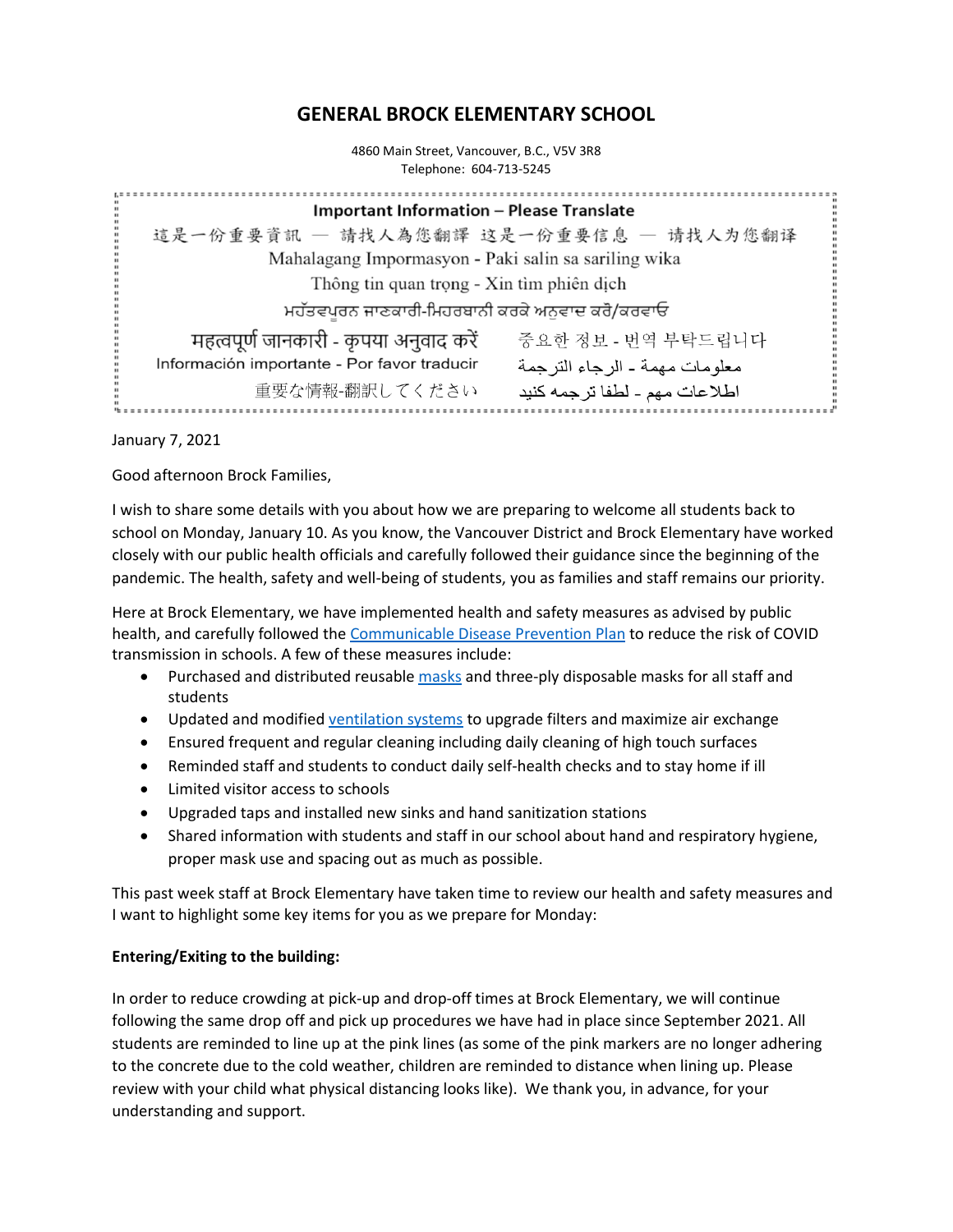# GENERAL BROCK ELEMENTARY SCHOOL

4860 Main Street, Vancouver, B.C., V5V 3R8
Telephone: 604-713-5245

**Important Information – Please Translate**

這是一份重要資訊 — 請找人為您翻譯 这是一份重要信息 — 请找人为您翻译

Mahalagang Impormasyon - Paki salin sa sariling wika

Thông tin quan trọng - Xin tìm phiên dịch

ਮਹੱਤਵਪੂਰਨ ਜਾਣਕਾਰੀ-ਮਿਹਰਬਾਨੀ ਕਰਕੇ ਅਨੁਵਾਦ ਕਰੋ/ਕਰਵਾਓ

महत्वपूर्ण जानकारी - कृपया अनुवाद करें

중요한 정보 - 번역 부탁드립니다

Información importante - Por favor traducir

معلومات مهمة - الرجاء الترجمة

重要な情報-翻訳してください

اطلاعات مهم - لطفا ترجمه کنید

January 7, 2021

Good afternoon Brock Families,

I wish to share some details with you about how we are preparing to welcome all students back to school on Monday, January 10. As you know, the Vancouver District and Brock Elementary have worked closely with our public health officials and carefully followed their guidance since the beginning of the pandemic. The health, safety and well-being of students, you as families and staff remains our priority.

Here at Brock Elementary, we have implemented health and safety measures as advised by public health, and carefully followed the Communicable Disease Prevention Plan to reduce the risk of COVID transmission in schools. A few of these measures include:

- Purchased and distributed reusable masks and three-ply disposable masks for all staff and students
- Updated and modified ventilation systems to upgrade filters and maximize air exchange
- Ensured frequent and regular cleaning including daily cleaning of high touch surfaces
- Reminded staff and students to conduct daily self-health checks and to stay home if ill
- Limited visitor access to schools
- Upgraded taps and installed new sinks and hand sanitization stations
- Shared information with students and staff in our school about hand and respiratory hygiene, proper mask use and spacing out as much as possible.

This past week staff at Brock Elementary have taken time to review our health and safety measures and I want to highlight some key items for you as we prepare for Monday:

**Entering/Exiting to the building:**

In order to reduce crowding at pick-up and drop-off times at Brock Elementary, we will continue following the same drop off and pick up procedures we have had in place since September 2021. All students are reminded to line up at the pink lines (as some of the pink markers are no longer adhering to the concrete due to the cold weather, children are reminded to distance when lining up. Please review with your child what physical distancing looks like). We thank you, in advance, for your understanding and support.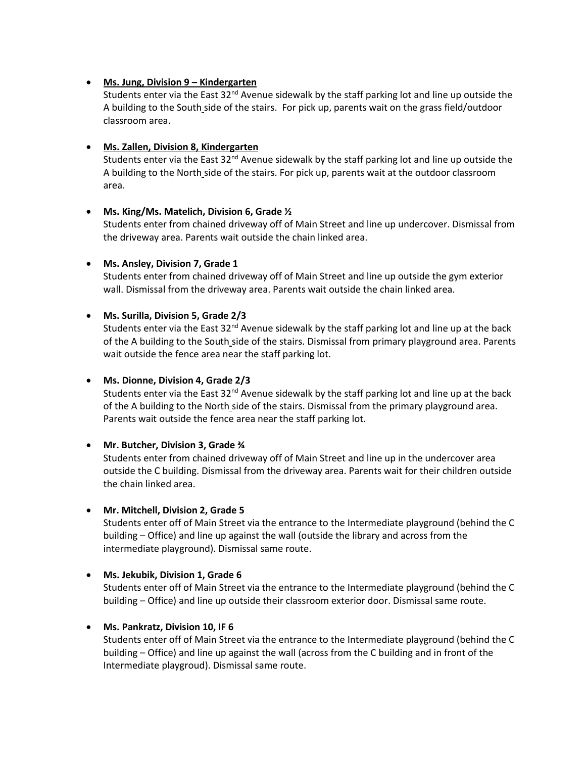- **Ms. Jung, Division 9 – Kindergarten**
  Students enter via the East 32nd Avenue sidewalk by the staff parking lot and line up outside the A building to the South side of the stairs. For pick up, parents wait on the grass field/outdoor classroom area.

- **Ms. Zallen, Division 8, Kindergarten**
  Students enter via the East 32nd Avenue sidewalk by the staff parking lot and line up outside the A building to the North side of the stairs. For pick up, parents wait at the outdoor classroom area.

- **Ms. King/Ms. Matelich, Division 6, Grade ½**
  Students enter from chained driveway off of Main Street and line up undercover. Dismissal from the driveway area. Parents wait outside the chain linked area.

- **Ms. Ansley, Division 7, Grade 1**
  Students enter from chained driveway off of Main Street and line up outside the gym exterior wall. Dismissal from the driveway area. Parents wait outside the chain linked area.

- **Ms. Surilla, Division 5, Grade 2/3**
  Students enter via the East 32nd Avenue sidewalk by the staff parking lot and line up at the back of the A building to the South side of the stairs. Dismissal from primary playground area. Parents wait outside the fence area near the staff parking lot.

- **Ms. Dionne, Division 4, Grade 2/3**
  Students enter via the East 32nd Avenue sidewalk by the staff parking lot and line up at the back of the A building to the North side of the stairs. Dismissal from the primary playground area. Parents wait outside the fence area near the staff parking lot.

- **Mr. Butcher, Division 3, Grade ¾**
  Students enter from chained driveway off of Main Street and line up in the undercover area outside the C building. Dismissal from the driveway area. Parents wait for their children outside the chain linked area.

- **Mr. Mitchell, Division 2, Grade 5**
  Students enter off of Main Street via the entrance to the Intermediate playground (behind the C building – Office) and line up against the wall (outside the library and across from the intermediate playground). Dismissal same route.

- **Ms. Jekubik, Division 1, Grade 6**
  Students enter off of Main Street via the entrance to the Intermediate playground (behind the C building – Office) and line up outside their classroom exterior door. Dismissal same route.

- **Ms. Pankratz, Division 10, IF 6**
  Students enter off of Main Street via the entrance to the Intermediate playground (behind the C building – Office) and line up against the wall (across from the C building and in front of the Intermediate playgroud). Dismissal same route.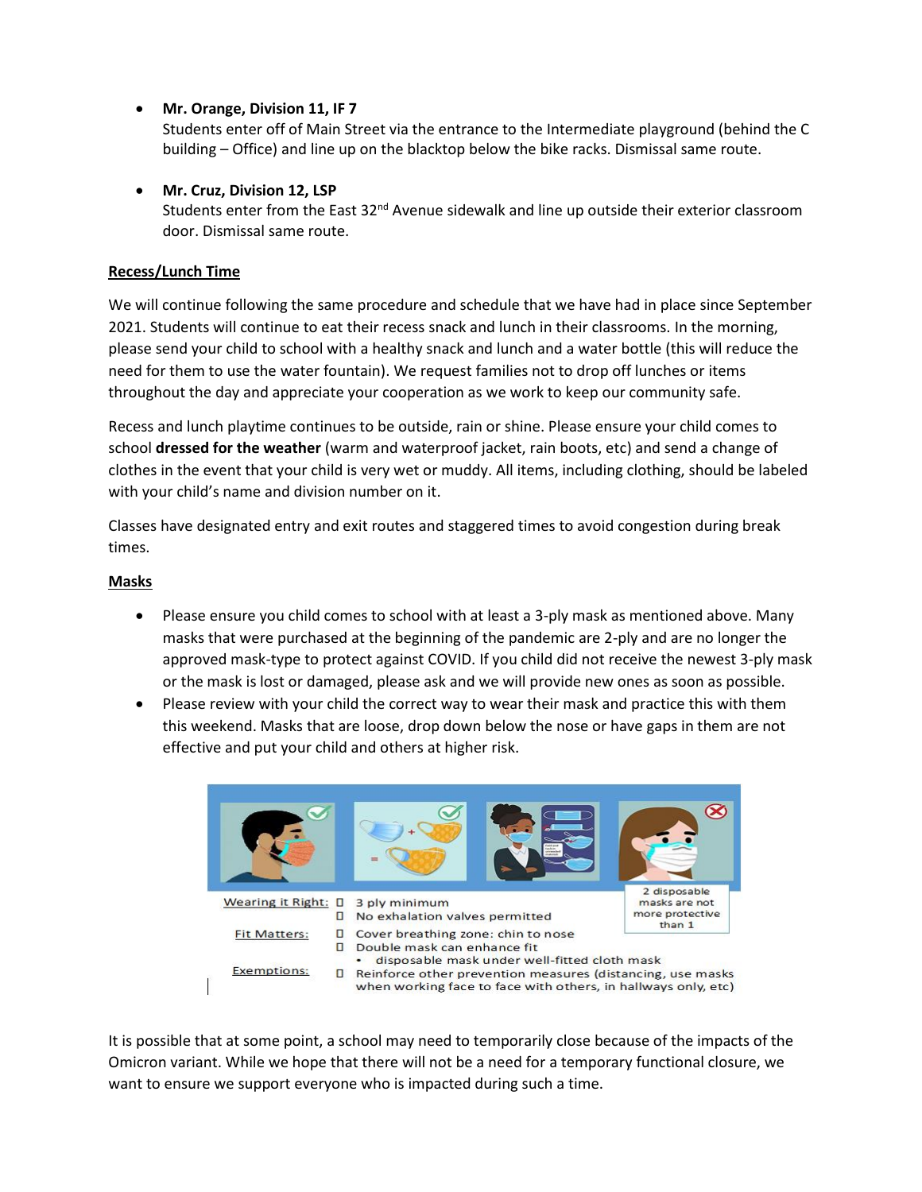- **Mr. Orange, Division 11, IF 7**
  Students enter off of Main Street via the entrance to the Intermediate playground (behind the C building – Office) and line up on the blacktop below the bike racks. Dismissal same route.

- **Mr. Cruz, Division 12, LSP**
  Students enter from the East 32nd Avenue sidewalk and line up outside their exterior classroom door. Dismissal same route.

## Recess/Lunch Time

We will continue following the same procedure and schedule that we have had in place since September 2021. Students will continue to eat their recess snack and lunch in their classrooms. In the morning, please send your child to school with a healthy snack and lunch and a water bottle (this will reduce the need for them to use the water fountain). We request families not to drop off lunches or items throughout the day and appreciate your cooperation as we work to keep our community safe.

Recess and lunch playtime continues to be outside, rain or shine. Please ensure your child comes to school **dressed for the weather** (warm and waterproof jacket, rain boots, etc) and send a change of clothes in the event that your child is very wet or muddy. All items, including clothing, should be labeled with your child's name and division number on it.

Classes have designated entry and exit routes and staggered times to avoid congestion during break times.

## Masks

- Please ensure you child comes to school with at least a 3-ply mask as mentioned above. Many masks that were purchased at the beginning of the pandemic are 2-ply and are no longer the approved mask-type to protect against COVID. If you child did not receive the newest 3-ply mask or the mask is lost or damaged, please ask and we will provide new ones as soon as possible.
- Please review with your child the correct way to wear their mask and practice this with them this weekend. Masks that are loose, drop down below the nose or have gaps in them are not effective and put your child and others at higher risk.

2 disposable masks are not more protective than 1

| | |
|---|---|
| Wearing it Right: | 3 ply minimum; No exhalation valves permitted |
| Fit Matters: | Cover breathing zone: chin to nose; Double mask can enhance fit (• disposable mask under well-fitted cloth mask) |
| Exemptions: | Reinforce other prevention measures (distancing, use masks when working face to face with others, in hallways only, etc) |

It is possible that at some point, a school may need to temporarily close because of the impacts of the Omicron variant. While we hope that there will not be a need for a temporary functional closure, we want to ensure we support everyone who is impacted during such a time.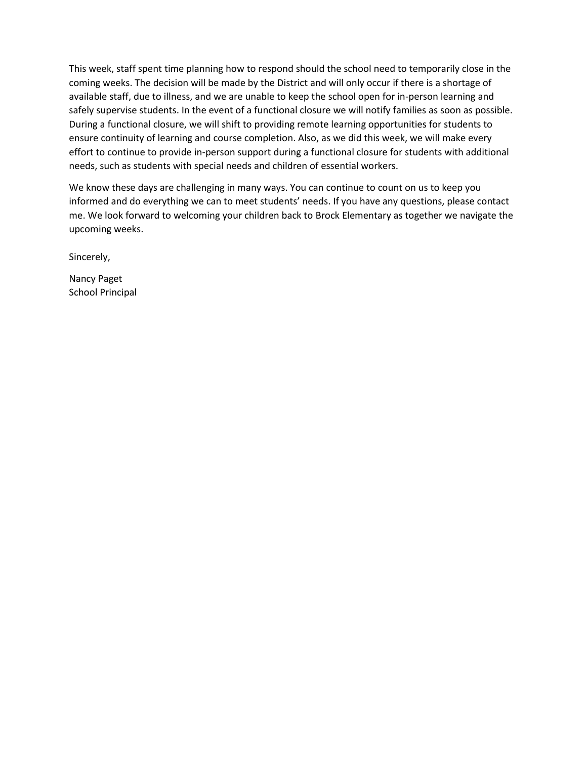This week, staff spent time planning how to respond should the school need to temporarily close in the coming weeks. The decision will be made by the District and will only occur if there is a shortage of available staff, due to illness, and we are unable to keep the school open for in-person learning and safely supervise students. In the event of a functional closure we will notify families as soon as possible. During a functional closure, we will shift to providing remote learning opportunities for students to ensure continuity of learning and course completion. Also, as we did this week, we will make every effort to continue to provide in-person support during a functional closure for students with additional needs, such as students with special needs and children of essential workers.

We know these days are challenging in many ways. You can continue to count on us to keep you informed and do everything we can to meet students' needs. If you have any questions, please contact me. We look forward to welcoming your children back to Brock Elementary as together we navigate the upcoming weeks.

Sincerely,

Nancy Paget
School Principal